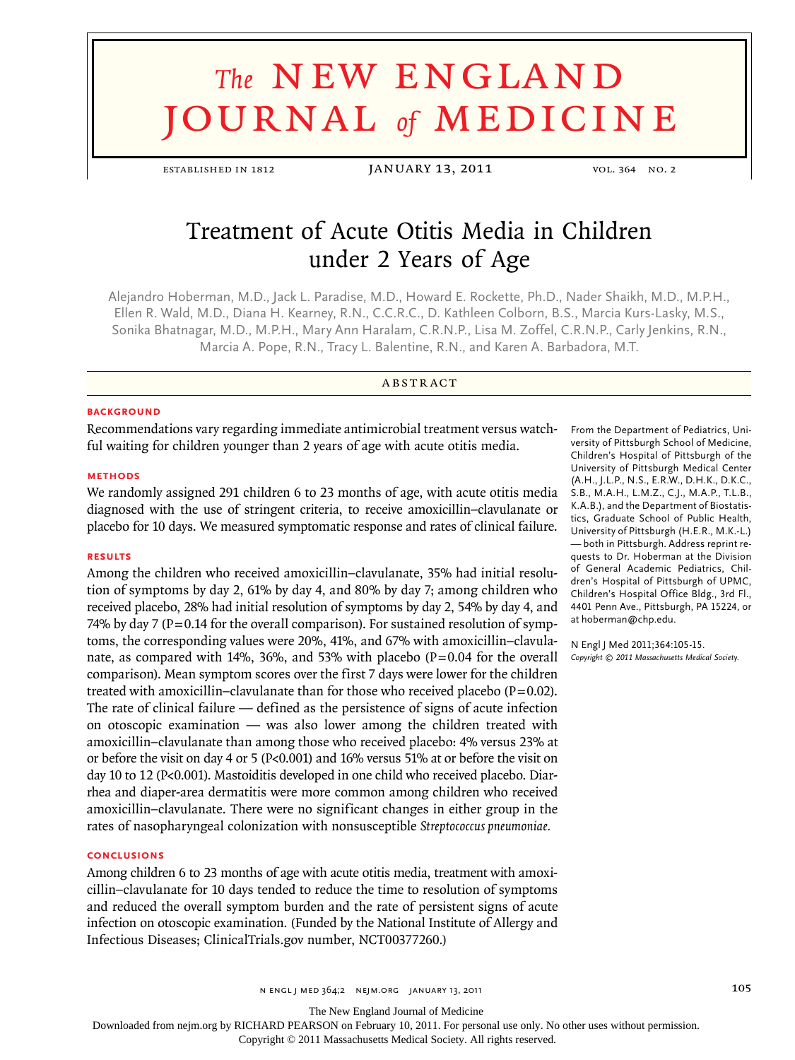# Treatment of Acute Otitis Media in Children under 2 Years of Age

Alejandro Hoberman, M.D., Jack L. Paradise, M.D., Howard E. Rockette, Ph.D., Nader Shaikh, M.D., M.P.H., Ellen R. Wald, M.D., Diana H. Kearney, R.N., C.C.R.C., D. Kathleen Colborn, B.S., Marcia Kurs-Lasky, M.S., Sonika Bhatnagar, M.D., M.P.H., Mary Ann Haralam, C.R.N.P., Lisa M. Zoffel, C.R.N.P., Carly Jenkins, R.N., Marcia A. Pope, R.N., Tracy L. Balentine, R.N., and Karen A. Barbadora, M.T.

## ABSTRACT

### BACKGROUND

Recommendations vary regarding immediate antimicrobial treatment versus watchful waiting for children younger than 2 years of age with acute otitis media.

### METHODS

We randomly assigned 291 children 6 to 23 months of age, with acute otitis media diagnosed with the use of stringent criteria, to receive amoxicillin–clavulanate or placebo for 10 days. We measured symptomatic response and rates of clinical failure.

### RESULTS

Among the children who received amoxicillin–clavulanate, 35% had initial resolution of symptoms by day 2, 61% by day 4, and 80% by day 7; among children who received placebo, 28% had initial resolution of symptoms by day 2, 54% by day 4, and 74% by day 7 (P=0.14 for the overall comparison). For sustained resolution of symptoms, the corresponding values were 20%, 41%, and 67% with amoxicillin–clavulanate, as compared with 14%, 36%, and 53% with placebo (P=0.04 for the overall comparison). Mean symptom scores over the first 7 days were lower for the children treated with amoxicillin–clavulanate than for those who received placebo (P=0.02). The rate of clinical failure — defined as the persistence of signs of acute infection on otoscopic examination — was also lower among the children treated with amoxicillin–clavulanate than among those who received placebo: 4% versus 23% at or before the visit on day 4 or 5 (P<0.001) and 16% versus 51% at or before the visit on day 10 to 12 (P<0.001). Mastoiditis developed in one child who received placebo. Diarrhea and diaper-area dermatitis were more common among children who received amoxicillin–clavulanate. There were no significant changes in either group in the rates of nasopharyngeal colonization with nonsusceptible *Streptococcus pneumoniae.*

### CONCLUSIONS

Among children 6 to 23 months of age with acute otitis media, treatment with amoxicillin–clavulanate for 10 days tended to reduce the time to resolution of symptoms and reduced the overall symptom burden and the rate of persistent signs of acute infection on otoscopic examination. (Funded by the National Institute of Allergy and Infectious Diseases; ClinicalTrials.gov number, NCT00377260.)

From the Department of Pediatrics, University of Pittsburgh School of Medicine, Children's Hospital of Pittsburgh of the University of Pittsburgh Medical Center (A.H., J.L.P., N.S., E.R.W., D.H.K., D.K.C., S.B., M.A.H., L.M.Z., C.J., M.A.P., T.L.B., K.A.B.), and the Department of Biostatistics, Graduate School of Public Health, University of Pittsburgh (H.E.R., M.K.-L.) — both in Pittsburgh. Address reprint requests to Dr. Hoberman at the Division of General Academic Pediatrics, Children's Hospital of Pittsburgh of UPMC, Children's Hospital Office Bldg., 3rd Fl., 4401 Penn Ave., Pittsburgh, PA 15224, or at hoberman@chp.edu.

N Engl J Med 2011;364:105-15.
*Copyright © 2011 Massachusetts Medical Society.*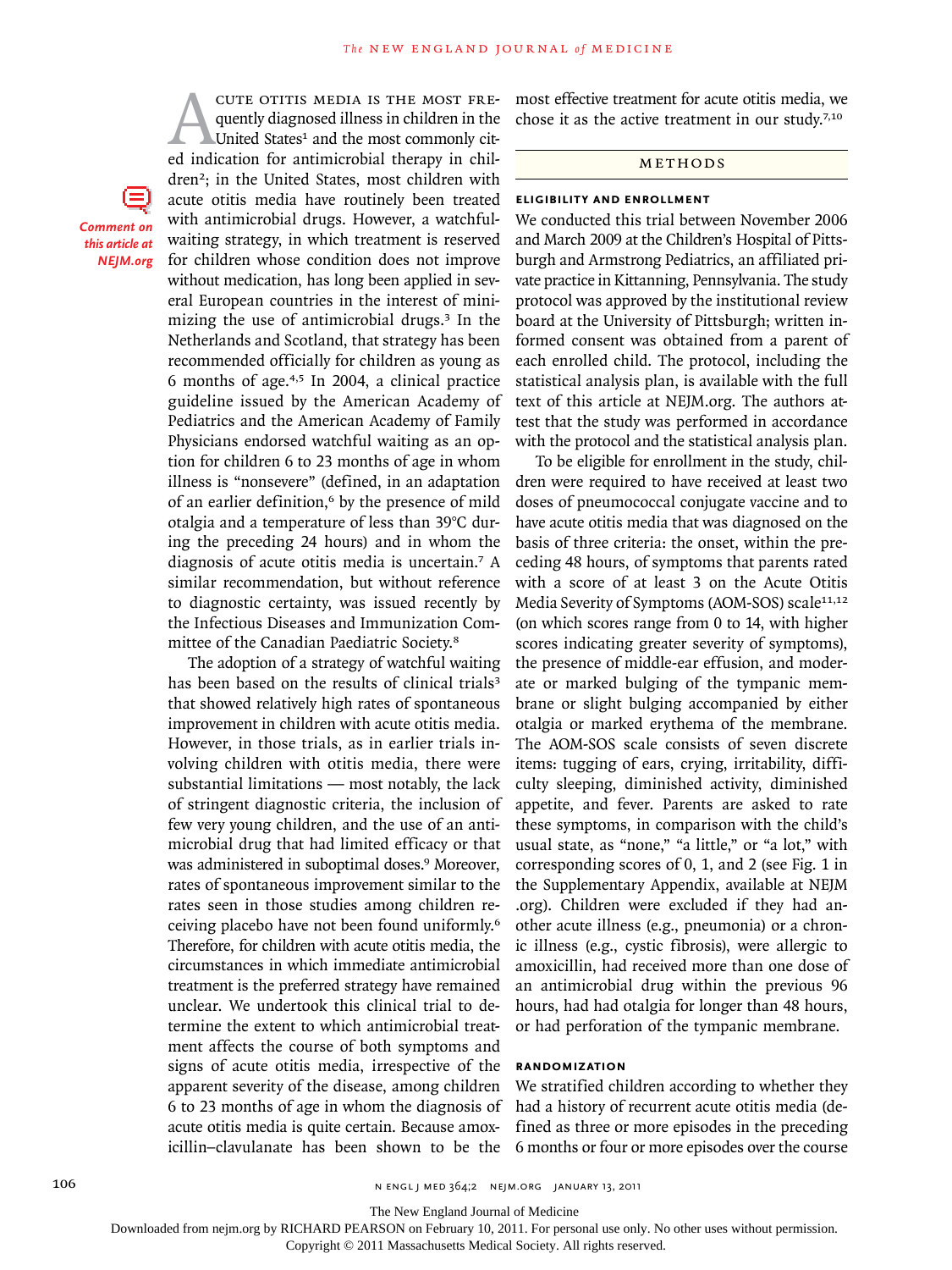Acute otitis media is the most frequently diagnosed illness in children in the United States[1] and the most commonly cited indication for antimicrobial therapy in children[2]; in the United States, most children with acute otitis media have routinely been treated with antimicrobial drugs. However, a watchful-waiting strategy, in which treatment is reserved for children whose condition does not improve without medication, has long been applied in several European countries in the interest of minimizing the use of antimicrobial drugs.[3] In the Netherlands and Scotland, that strategy has been recommended officially for children as young as 6 months of age.[4,5] In 2004, a clinical practice guideline issued by the American Academy of Pediatrics and the American Academy of Family Physicians endorsed watchful waiting as an option for children 6 to 23 months of age in whom illness is "nonsevere" (defined, in an adaptation of an earlier definition,[6] by the presence of mild otalgia and a temperature of less than 39°C during the preceding 24 hours) and in whom the diagnosis of acute otitis media is uncertain.[7] A similar recommendation, but without reference to diagnostic certainty, was issued recently by the Infectious Diseases and Immunization Committee of the Canadian Paediatric Society.[8]

The adoption of a strategy of watchful waiting has been based on the results of clinical trials[3] that showed relatively high rates of spontaneous improvement in children with acute otitis media. However, in those trials, as in earlier trials involving children with otitis media, there were substantial limitations — most notably, the lack of stringent diagnostic criteria, the inclusion of few very young children, and the use of an antimicrobial drug that had limited efficacy or that was administered in suboptimal doses.[9] Moreover, rates of spontaneous improvement similar to the rates seen in those studies among children receiving placebo have not been found uniformly.[6] Therefore, for children with acute otitis media, the circumstances in which immediate antimicrobial treatment is the preferred strategy have remained unclear. We undertook this clinical trial to determine the extent to which antimicrobial treatment affects the course of both symptoms and signs of acute otitis media, irrespective of the apparent severity of the disease, among children 6 to 23 months of age in whom the diagnosis of acute otitis media is quite certain. Because amoxicillin–clavulanate has been shown to be the most effective treatment for acute otitis media, we chose it as the active treatment in our study.[7,10]

## Methods

### Eligibility and Enrollment

We conducted this trial between November 2006 and March 2009 at the Children's Hospital of Pittsburgh and Armstrong Pediatrics, an affiliated private practice in Kittanning, Pennsylvania. The study protocol was approved by the institutional review board at the University of Pittsburgh; written informed consent was obtained from a parent of each enrolled child. The protocol, including the statistical analysis plan, is available with the full text of this article at NEJM.org. The authors attest that the study was performed in accordance with the protocol and the statistical analysis plan.

To be eligible for enrollment in the study, children were required to have received at least two doses of pneumococcal conjugate vaccine and to have acute otitis media that was diagnosed on the basis of three criteria: the onset, within the preceding 48 hours, of symptoms that parents rated with a score of at least 3 on the Acute Otitis Media Severity of Symptoms (AOM-SOS) scale[11,12] (on which scores range from 0 to 14, with higher scores indicating greater severity of symptoms), the presence of middle-ear effusion, and moderate or marked bulging of the tympanic membrane or slight bulging accompanied by either otalgia or marked erythema of the membrane. The AOM-SOS scale consists of seven discrete items: tugging of ears, crying, irritability, difficulty sleeping, diminished activity, diminished appetite, and fever. Parents are asked to rate these symptoms, in comparison with the child's usual state, as "none," "a little," or "a lot," with corresponding scores of 0, 1, and 2 (see Fig. 1 in the Supplementary Appendix, available at NEJM.org). Children were excluded if they had another acute illness (e.g., pneumonia) or a chronic illness (e.g., cystic fibrosis), were allergic to amoxicillin, had received more than one dose of an antimicrobial drug within the previous 96 hours, had had otalgia for longer than 48 hours, or had perforation of the tympanic membrane.

### Randomization

We stratified children according to whether they had a history of recurrent acute otitis media (defined as three or more episodes in the preceding 6 months or four or more episodes over the course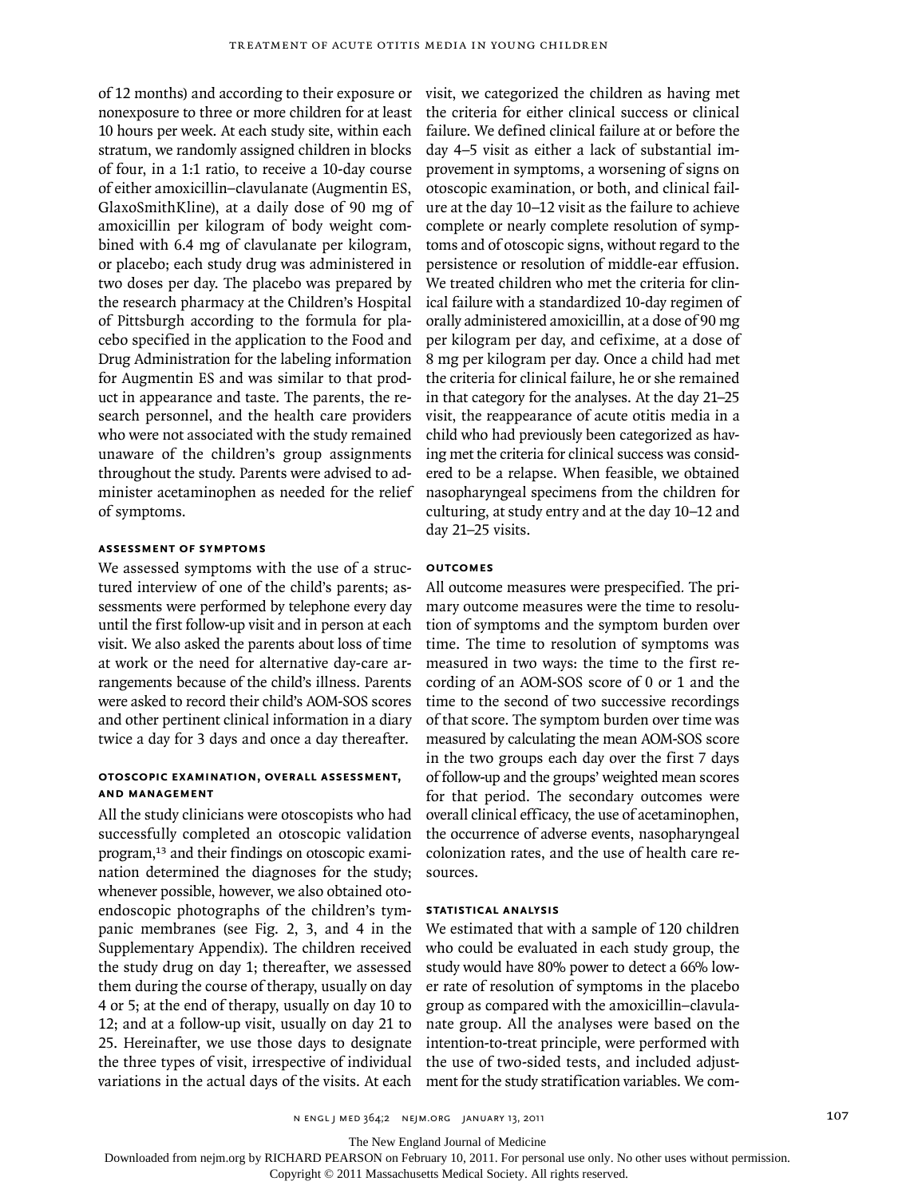of 12 months) and according to their exposure or nonexposure to three or more children for at least 10 hours per week. At each study site, within each stratum, we randomly assigned children in blocks of four, in a 1:1 ratio, to receive a 10-day course of either amoxicillin–clavulanate (Augmentin ES, GlaxoSmithKline), at a daily dose of 90 mg of amoxicillin per kilogram of body weight combined with 6.4 mg of clavulanate per kilogram, or placebo; each study drug was administered in two doses per day. The placebo was prepared by the research pharmacy at the Children's Hospital of Pittsburgh according to the formula for placebo specified in the application to the Food and Drug Administration for the labeling information for Augmentin ES and was similar to that product in appearance and taste. The parents, the research personnel, and the health care providers who were not associated with the study remained unaware of the children's group assignments throughout the study. Parents were advised to administer acetaminophen as needed for the relief of symptoms.

### Assessment of Symptoms

We assessed symptoms with the use of a structured interview of one of the child's parents; assessments were performed by telephone every day until the first follow-up visit and in person at each visit. We also asked the parents about loss of time at work or the need for alternative day-care arrangements because of the child's illness. Parents were asked to record their child's AOM-SOS scores and other pertinent clinical information in a diary twice a day for 3 days and once a day thereafter.

### Otoscopic Examination, Overall Assessment, and Management

All the study clinicians were otoscopists who had successfully completed an otoscopic validation program,[13] and their findings on otoscopic examination determined the diagnoses for the study; whenever possible, however, we also obtained otoendoscopic photographs of the children's tympanic membranes (see Fig. 2, 3, and 4 in the Supplementary Appendix). The children received the study drug on day 1; thereafter, we assessed them during the course of therapy, usually on day 4 or 5; at the end of therapy, usually on day 10 to 12; and at a follow-up visit, usually on day 21 to 25. Hereinafter, we use those days to designate the three types of visit, irrespective of individual variations in the actual days of the visits. At each visit, we categorized the children as having met the criteria for either clinical success or clinical failure. We defined clinical failure at or before the day 4–5 visit as either a lack of substantial improvement in symptoms, a worsening of signs on otoscopic examination, or both, and clinical failure at the day 10–12 visit as the failure to achieve complete or nearly complete resolution of symptoms and of otoscopic signs, without regard to the persistence or resolution of middle-ear effusion. We treated children who met the criteria for clinical failure with a standardized 10-day regimen of orally administered amoxicillin, at a dose of 90 mg per kilogram per day, and cefixime, at a dose of 8 mg per kilogram per day. Once a child had met the criteria for clinical failure, he or she remained in that category for the analyses. At the day 21–25 visit, the reappearance of acute otitis media in a child who had previously been categorized as having met the criteria for clinical success was considered to be a relapse. When feasible, we obtained nasopharyngeal specimens from the children for culturing, at study entry and at the day 10–12 and day 21–25 visits.

### Outcomes

All outcome measures were prespecified. The primary outcome measures were the time to resolution of symptoms and the symptom burden over time. The time to resolution of symptoms was measured in two ways: the time to the first recording of an AOM-SOS score of 0 or 1 and the time to the second of two successive recordings of that score. The symptom burden over time was measured by calculating the mean AOM-SOS score in the two groups each day over the first 7 days of follow-up and the groups' weighted mean scores for that period. The secondary outcomes were overall clinical efficacy, the use of acetaminophen, the occurrence of adverse events, nasopharyngeal colonization rates, and the use of health care resources.

### Statistical Analysis

We estimated that with a sample of 120 children who could be evaluated in each study group, the study would have 80% power to detect a 66% lower rate of resolution of symptoms in the placebo group as compared with the amoxicillin–clavulanate group. All the analyses were based on the intention-to-treat principle, were performed with the use of two-sided tests, and included adjustment for the study stratification variables. We com-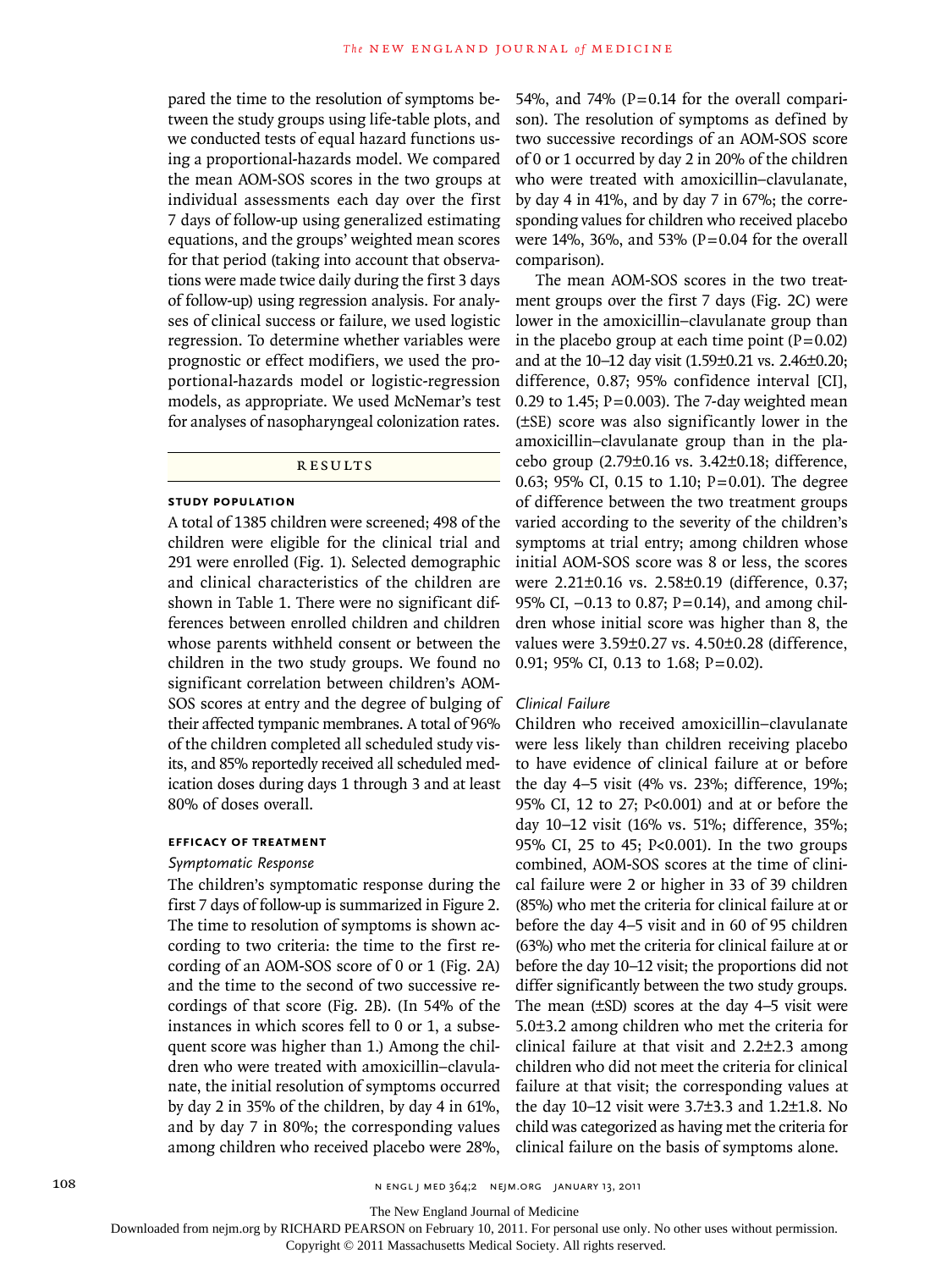pared the time to the resolution of symptoms between the study groups using life-table plots, and we conducted tests of equal hazard functions using a proportional-hazards model. We compared the mean AOM-SOS scores in the two groups at individual assessments each day over the first 7 days of follow-up using generalized estimating equations, and the groups' weighted mean scores for that period (taking into account that observations were made twice daily during the first 3 days of follow-up) using regression analysis. For analyses of clinical success or failure, we used logistic regression. To determine whether variables were prognostic or effect modifiers, we used the proportional-hazards model or logistic-regression models, as appropriate. We used McNemar's test for analyses of nasopharyngeal colonization rates.

## RESULTS

### STUDY POPULATION

A total of 1385 children were screened; 498 of the children were eligible for the clinical trial and 291 were enrolled (Fig. 1). Selected demographic and clinical characteristics of the children are shown in Table 1. There were no significant differences between enrolled children and children whose parents withheld consent or between the children in the two study groups. We found no significant correlation between children's AOM-SOS scores at entry and the degree of bulging of their affected tympanic membranes. A total of 96% of the children completed all scheduled study visits, and 85% reportedly received all scheduled medication doses during days 1 through 3 and at least 80% of doses overall.

### EFFICACY OF TREATMENT

#### *Symptomatic Response*

The children's symptomatic response during the first 7 days of follow-up is summarized in Figure 2. The time to resolution of symptoms is shown according to two criteria: the time to the first recording of an AOM-SOS score of 0 or 1 (Fig. 2A) and the time to the second of two successive recordings of that score (Fig. 2B). (In 54% of the instances in which scores fell to 0 or 1, a subsequent score was higher than 1.) Among the children who were treated with amoxicillin–clavulanate, the initial resolution of symptoms occurred by day 2 in 35% of the children, by day 4 in 61%, and by day 7 in 80%; the corresponding values among children who received placebo were 28%, 54%, and 74% (P=0.14 for the overall comparison). The resolution of symptoms as defined by two successive recordings of an AOM-SOS score of 0 or 1 occurred by day 2 in 20% of the children who were treated with amoxicillin–clavulanate, by day 4 in 41%, and by day 7 in 67%; the corresponding values for children who received placebo were 14%, 36%, and 53% (P=0.04 for the overall comparison).

The mean AOM-SOS scores in the two treatment groups over the first 7 days (Fig. 2C) were lower in the amoxicillin–clavulanate group than in the placebo group at each time point (P=0.02) and at the 10–12 day visit (1.59±0.21 vs. 2.46±0.20; difference, 0.87; 95% confidence interval [CI], 0.29 to 1.45; P=0.003). The 7-day weighted mean (±SE) score was also significantly lower in the amoxicillin–clavulanate group than in the placebo group (2.79±0.16 vs. 3.42±0.18; difference, 0.63; 95% CI, 0.15 to 1.10; P=0.01). The degree of difference between the two treatment groups varied according to the severity of the children's symptoms at trial entry; among children whose initial AOM-SOS score was 8 or less, the scores were 2.21±0.16 vs. 2.58±0.19 (difference, 0.37; 95% CI, −0.13 to 0.87; P=0.14), and among children whose initial score was higher than 8, the values were 3.59±0.27 vs. 4.50±0.28 (difference, 0.91; 95% CI, 0.13 to 1.68; P=0.02).

#### *Clinical Failure*

Children who received amoxicillin–clavulanate were less likely than children receiving placebo to have evidence of clinical failure at or before the day 4–5 visit (4% vs. 23%; difference, 19%; 95% CI, 12 to 27; P<0.001) and at or before the day 10–12 visit (16% vs. 51%; difference, 35%; 95% CI, 25 to 45; P<0.001). In the two groups combined, AOM-SOS scores at the time of clinical failure were 2 or higher in 33 of 39 children (85%) who met the criteria for clinical failure at or before the day 4–5 visit and in 60 of 95 children (63%) who met the criteria for clinical failure at or before the day 10–12 visit; the proportions did not differ significantly between the two study groups. The mean (±SD) scores at the day 4–5 visit were 5.0±3.2 among children who met the criteria for clinical failure at that visit and 2.2±2.3 among children who did not meet the criteria for clinical failure at that visit; the corresponding values at the day 10–12 visit were 3.7±3.3 and 1.2±1.8. No child was categorized as having met the criteria for clinical failure on the basis of symptoms alone.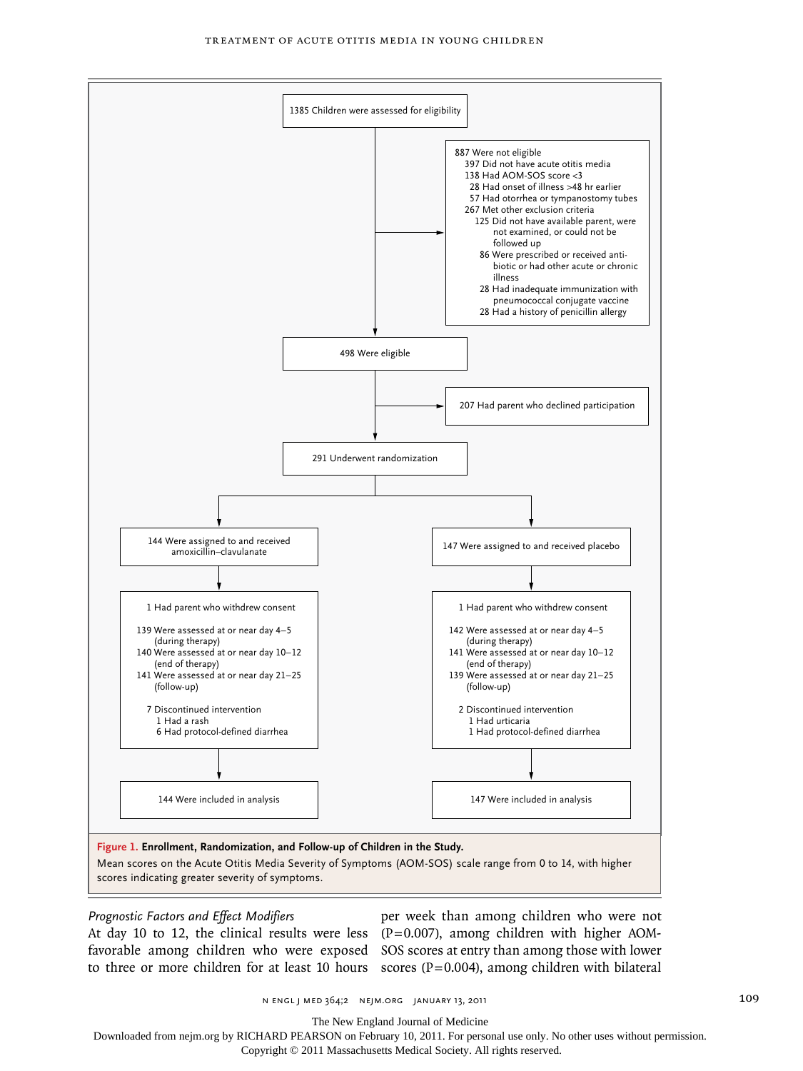1385 Children were assessed for eligibility

887 Were not eligible
- 397 Did not have acute otitis media
- 138 Had AOM-SOS score <3
- 28 Had onset of illness >48 hr earlier
- 57 Had otorrhea or tympanostomy tubes
- 267 Met other exclusion criteria
  - 125 Did not have available parent, were not examined, or could not be followed up
  - 86 Were prescribed or received antibiotic or had other acute or chronic illness
  - 28 Had inadequate immunization with pneumococcal conjugate vaccine
  - 28 Had a history of penicillin allergy

498 Were eligible

207 Had parent who declined participation

291 Underwent randomization

144 Were assigned to and received amoxicillin–clavulanate

- 1 Had parent who withdrew consent
- 139 Were assessed at or near day 4–5 (during therapy)
- 140 Were assessed at or near day 10–12 (end of therapy)
- 141 Were assessed at or near day 21–25 (follow-up)
- 7 Discontinued intervention
  - 1 Had a rash
  - 6 Had protocol-defined diarrhea

144 Were included in analysis

147 Were assigned to and received placebo

- 1 Had parent who withdrew consent
- 142 Were assessed at or near day 4–5 (during therapy)
- 141 Were assessed at or near day 10–12 (end of therapy)
- 139 Were assessed at or near day 21–25 (follow-up)
- 2 Discontinued intervention
  - 1 Had urticaria
  - 1 Had protocol-defined diarrhea

147 Were included in analysis

**Figure 1. Enrollment, Randomization, and Follow-up of Children in the Study.**
Mean scores on the Acute Otitis Media Severity of Symptoms (AOM-SOS) scale range from 0 to 14, with higher scores indicating greater severity of symptoms.

### *Prognostic Factors and Effect Modifiers*

At day 10 to 12, the clinical results were less favorable among children who were exposed to three or more children for at least 10 hours per week than among children who were not ($P=0.007$), among children with higher AOM-SOS scores at entry than among those with lower scores ($P=0.004$), among children with bilateral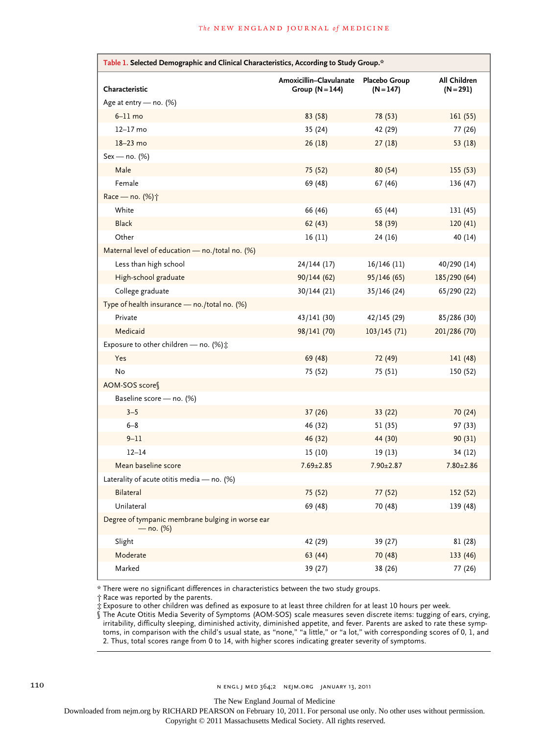**Table 1. Selected Demographic and Clinical Characteristics, According to Study Group.***

| Characteristic | Amoxicillin–Clavulanate Group (N=144) | Placebo Group (N=147) | All Children (N=291) |
|---|---|---|---|
| Age at entry — no. (%) | | | |
| 6–11 mo | 83 (58) | 78 (53) | 161 (55) |
| 12–17 mo | 35 (24) | 42 (29) | 77 (26) |
| 18–23 mo | 26 (18) | 27 (18) | 53 (18) |
| Sex — no. (%) | | | |
| Male | 75 (52) | 80 (54) | 155 (53) |
| Female | 69 (48) | 67 (46) | 136 (47) |
| Race — no. (%)† | | | |
| White | 66 (46) | 65 (44) | 131 (45) |
| Black | 62 (43) | 58 (39) | 120 (41) |
| Other | 16 (11) | 24 (16) | 40 (14) |
| Maternal level of education — no./total no. (%) | | | |
| Less than high school | 24/144 (17) | 16/146 (11) | 40/290 (14) |
| High-school graduate | 90/144 (62) | 95/146 (65) | 185/290 (64) |
| College graduate | 30/144 (21) | 35/146 (24) | 65/290 (22) |
| Type of health insurance — no./total no. (%) | | | |
| Private | 43/141 (30) | 42/145 (29) | 85/286 (30) |
| Medicaid | 98/141 (70) | 103/145 (71) | 201/286 (70) |
| Exposure to other children — no. (%)‡ | | | |
| Yes | 69 (48) | 72 (49) | 141 (48) |
| No | 75 (52) | 75 (51) | 150 (52) |
| AOM-SOS score§ | | | |
| Baseline score — no. (%) | | | |
| 3–5 | 37 (26) | 33 (22) | 70 (24) |
| 6–8 | 46 (32) | 51 (35) | 97 (33) |
| 9–11 | 46 (32) | 44 (30) | 90 (31) |
| 12–14 | 15 (10) | 19 (13) | 34 (12) |
| Mean baseline score | 7.69±2.85 | 7.90±2.87 | 7.80±2.86 |
| Laterality of acute otitis media — no. (%) | | | |
| Bilateral | 75 (52) | 77 (52) | 152 (52) |
| Unilateral | 69 (48) | 70 (48) | 139 (48) |
| Degree of tympanic membrane bulging in worse ear — no. (%) | | | |
| Slight | 42 (29) | 39 (27) | 81 (28) |
| Moderate | 63 (44) | 70 (48) | 133 (46) |
| Marked | 39 (27) | 38 (26) | 77 (26) |

\* There were no significant differences in characteristics between the two study groups.

† Race was reported by the parents.

‡ Exposure to other children was defined as exposure to at least three children for at least 10 hours per week.

§ The Acute Otitis Media Severity of Symptoms (AOM-SOS) scale measures seven discrete items: tugging of ears, crying, irritability, difficulty sleeping, diminished activity, diminished appetite, and fever. Parents are asked to rate these symptoms, in comparison with the child's usual state, as "none," "a little," or "a lot," with corresponding scores of 0, 1, and 2. Thus, total scores range from 0 to 14, with higher scores indicating greater severity of symptoms.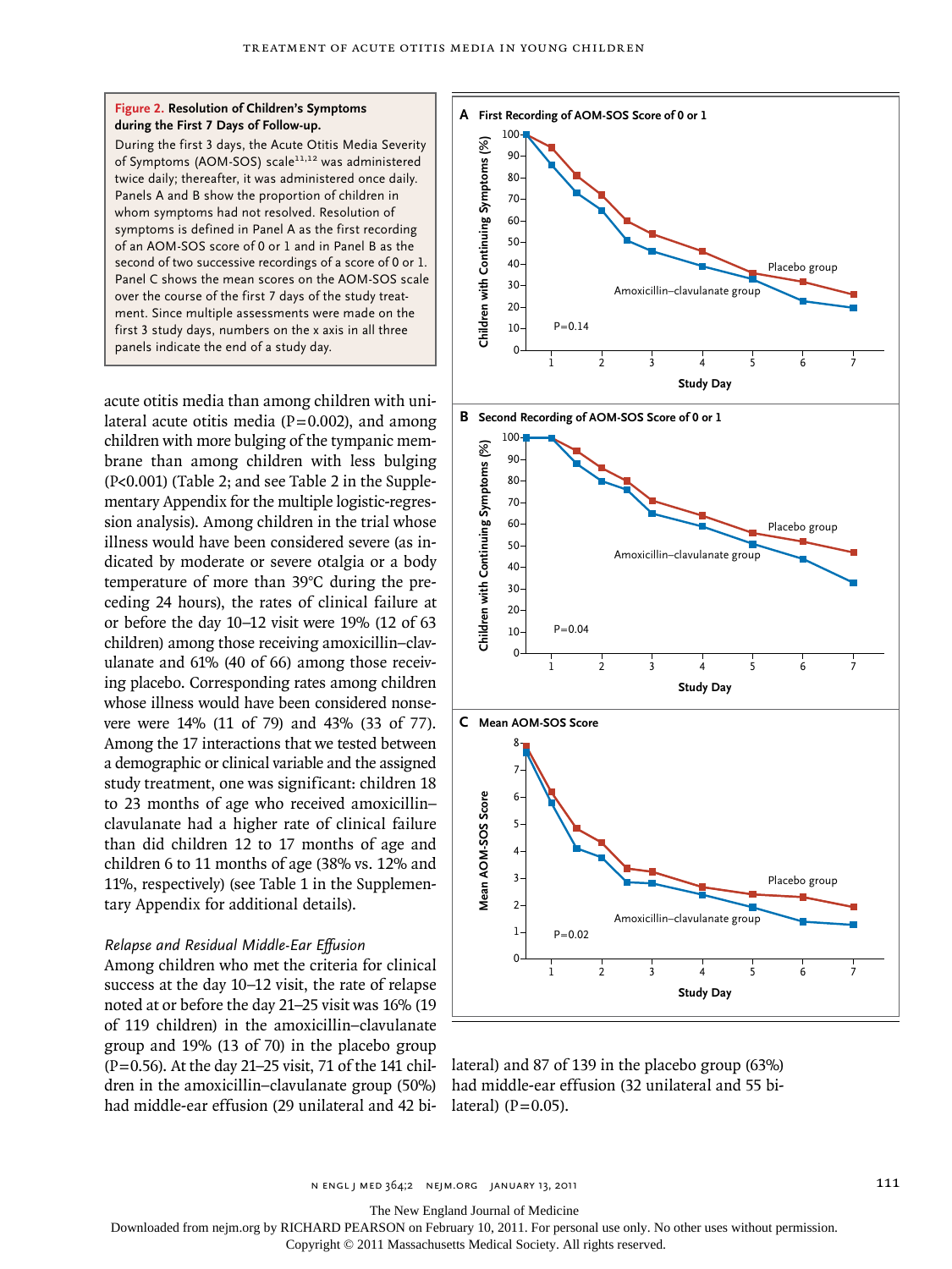**Figure 2. Resolution of Children's Symptoms during the First 7 Days of Follow-up.**

During the first 3 days, the Acute Otitis Media Severity of Symptoms (AOM-SOS) scale[11,12] was administered twice daily; thereafter, it was administered once daily. Panels A and B show the proportion of children in whom symptoms had not resolved. Resolution of symptoms is defined in Panel A as the first recording of an AOM-SOS score of 0 or 1 and in Panel B as the second of two successive recordings of a score of 0 or 1. Panel C shows the mean scores on the AOM-SOS scale over the course of the first 7 days of the study treatment. Since multiple assessments were made on the first 3 study days, numbers on the x axis in all three panels indicate the end of a study day.

acute otitis media than among children with unilateral acute otitis media (P=0.002), and among children with more bulging of the tympanic membrane than among children with less bulging (P<0.001) (Table 2; and see Table 2 in the Supplementary Appendix for the multiple logistic-regression analysis). Among children in the trial whose illness would have been considered severe (as indicated by moderate or severe otalgia or a body temperature of more than 39°C during the preceding 24 hours), the rates of clinical failure at or before the day 10–12 visit were 19% (12 of 63 children) among those receiving amoxicillin–clavulanate and 61% (40 of 66) among those receiving placebo. Corresponding rates among children whose illness would have been considered nonsevere were 14% (11 of 79) and 43% (33 of 77). Among the 17 interactions that we tested between a demographic or clinical variable and the assigned study treatment, one was significant: children 18 to 23 months of age who received amoxicillin–clavulanate had a higher rate of clinical failure than did children 12 to 17 months of age and children 6 to 11 months of age (38% vs. 12% and 11%, respectively) (see Table 1 in the Supplementary Appendix for additional details).

*Relapse and Residual Middle-Ear Effusion*

Among children who met the criteria for clinical success at the day 10–12 visit, the rate of relapse noted at or before the day 21–25 visit was 16% (19 of 119 children) in the amoxicillin–clavulanate group and 19% (13 of 70) in the placebo group (P=0.56). At the day 21–25 visit, 71 of the 141 children in the amoxicillin–clavulanate group (50%) had middle-ear effusion (29 unilateral and 42 bilateral) and 87 of 139 in the placebo group (63%) had middle-ear effusion (32 unilateral and 55 bilateral) (P=0.05).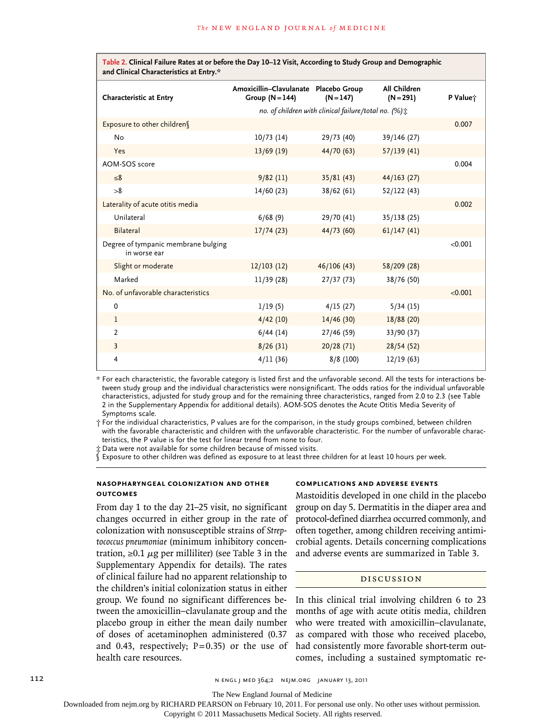**Table 2. Clinical Failure Rates at or before the Day 10–12 Visit, According to Study Group and Demographic and Clinical Characteristics at Entry.***

| Characteristic at Entry | Amoxicillin–Clavulanate Group (N=144) | Placebo Group (N=147) | All Children (N=291) | P Value† |
|---|---|---|---|---|
| | no. of children with clinical failure/total no. (%)‡ | | | |
| Exposure to other children§ | | | | 0.007 |
| No | 10/73 (14) | 29/73 (40) | 39/146 (27) | |
| Yes | 13/69 (19) | 44/70 (63) | 57/139 (41) | |
| AOM-SOS score | | | | 0.004 |
| ≤8 | 9/82 (11) | 35/81 (43) | 44/163 (27) | |
| >8 | 14/60 (23) | 38/62 (61) | 52/122 (43) | |
| Laterality of acute otitis media | | | | 0.002 |
| Unilateral | 6/68 (9) | 29/70 (41) | 35/138 (25) | |
| Bilateral | 17/74 (23) | 44/73 (60) | 61/147 (41) | |
| Degree of tympanic membrane bulging in worse ear | | | | <0.001 |
| Slight or moderate | 12/103 (12) | 46/106 (43) | 58/209 (28) | |
| Marked | 11/39 (28) | 27/37 (73) | 38/76 (50) | |
| No. of unfavorable characteristics | | | | <0.001 |
| 0 | 1/19 (5) | 4/15 (27) | 5/34 (15) | |
| 1 | 4/42 (10) | 14/46 (30) | 18/88 (20) | |
| 2 | 6/44 (14) | 27/46 (59) | 33/90 (37) | |
| 3 | 8/26 (31) | 20/28 (71) | 28/54 (52) | |
| 4 | 4/11 (36) | 8/8 (100) | 12/19 (63) | |

\* For each characteristic, the favorable category is listed first and the unfavorable second. All the tests for interactions between study group and the individual characteristics were nonsignificant. The odds ratios for the individual unfavorable characteristics, adjusted for study group and for the remaining three characteristics, ranged from 2.0 to 2.3 (see Table 2 in the Supplementary Appendix for additional details). AOM-SOS denotes the Acute Otitis Media Severity of Symptoms scale.

† For the individual characteristics, P values are for the comparison, in the study groups combined, between children with the favorable characteristic and children with the unfavorable characteristic. For the number of unfavorable characteristics, the P value is for the test for linear trend from none to four.

‡ Data were not available for some children because of missed visits.

§ Exposure to other children was defined as exposure to at least three children for at least 10 hours per week.

### NASOPHARYNGEAL COLONIZATION AND OTHER OUTCOMES

From day 1 to the day 21–25 visit, no significant changes occurred in either group in the rate of colonization with nonsusceptible strains of *Streptococcus pneumoniae* (minimum inhibitory concentration, ≥0.1 μg per milliliter) (see Table 3 in the Supplementary Appendix for details). The rates of clinical failure had no apparent relationship to the children's initial colonization status in either group. We found no significant differences between the amoxicillin–clavulanate group and the placebo group in either the mean daily number of doses of acetaminophen administered (0.37 and 0.43, respectively; P=0.35) or the use of health care resources.

### COMPLICATIONS AND ADVERSE EVENTS

Mastoiditis developed in one child in the placebo group on day 5. Dermatitis in the diaper area and protocol-defined diarrhea occurred commonly, and often together, among children receiving antimicrobial agents. Details concerning complications and adverse events are summarized in Table 3.

## DISCUSSION

In this clinical trial involving children 6 to 23 months of age with acute otitis media, children who were treated with amoxicillin–clavulanate, as compared with those who received placebo, had consistently more favorable short-term outcomes, including a sustained symptomatic re-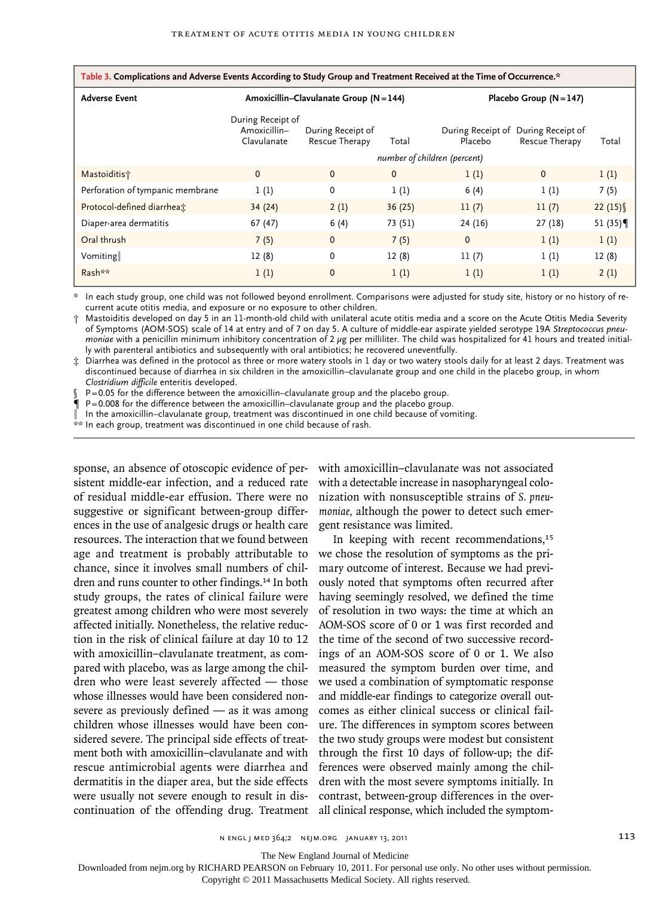**Table 3. Complications and Adverse Events According to Study Group and Treatment Received at the Time of Occurrence.***

| Adverse Event | Amoxicillin–Clavulanate Group (N=144) | | | Placebo Group (N=147) | | |
|---|---|---|---|---|---|---|
| | During Receipt of Amoxicillin–Clavulanate | During Receipt of Rescue Therapy | Total | During Receipt of Placebo | During Receipt of Rescue Therapy | Total |
| | *number of children (percent)* | | | | | |
| Mastoiditis† | 0 | 0 | 0 | 1 (1) | 0 | 1 (1) |
| Perforation of tympanic membrane | 1 (1) | 0 | 1 (1) | 6 (4) | 1 (1) | 7 (5) |
| Protocol-defined diarrhea‡ | 34 (24) | 2 (1) | 36 (25) | 11 (7) | 11 (7) | 22 (15)§ |
| Diaper-area dermatitis | 67 (47) | 6 (4) | 73 (51) | 24 (16) | 27 (18) | 51 (35)¶ |
| Oral thrush | 7 (5) | 0 | 7 (5) | 0 | 1 (1) | 1 (1) |
| Vomiting‖ | 12 (8) | 0 | 12 (8) | 11 (7) | 1 (1) | 12 (8) |
| Rash** | 1 (1) | 0 | 1 (1) | 1 (1) | 1 (1) | 2 (1) |

\* In each study group, one child was not followed beyond enrollment. Comparisons were adjusted for study site, history or no history of recurrent acute otitis media, and exposure or no exposure to other children.

† Mastoiditis developed on day 5 in an 11-month-old child with unilateral acute otitis media and a score on the Acute Otitis Media Severity of Symptoms (AOM-SOS) scale of 14 at entry and of 7 on day 5. A culture of middle-ear aspirate yielded serotype 19A *Streptococcus pneumoniae* with a penicillin minimum inhibitory concentration of 2 μg per milliliter. The child was hospitalized for 41 hours and treated initially with parenteral antibiotics and subsequently with oral antibiotics; he recovered uneventfully.

‡ Diarrhea was defined in the protocol as three or more watery stools in 1 day or two watery stools daily for at least 2 days. Treatment was discontinued because of diarrhea in six children in the amoxicillin–clavulanate group and one child in the placebo group, in whom *Clostridium difficile* enteritis developed.

§ P=0.05 for the difference between the amoxicillin–clavulanate group and the placebo group.

¶ P=0.008 for the difference between the amoxicillin–clavulanate group and the placebo group.

‖ In the amoxicillin–clavulanate group, treatment was discontinued in one child because of vomiting.

** In each group, treatment was discontinued in one child because of rash.

sponse, an absence of otoscopic evidence of persistent middle-ear infection, and a reduced rate of residual middle-ear effusion. There were no suggestive or significant between-group differences in the use of analgesic drugs or health care resources. The interaction that we found between age and treatment is probably attributable to chance, since it involves small numbers of children and runs counter to other findings.[14] In both study groups, the rates of clinical failure were greatest among children who were most severely affected initially. Nonetheless, the relative reduction in the risk of clinical failure at day 10 to 12 with amoxicillin–clavulanate treatment, as compared with placebo, was as large among the children who were least severely affected — those whose illnesses would have been considered nonsevere as previously defined — as it was among children whose illnesses would have been considered severe. The principal side effects of treatment both with amoxicillin–clavulanate and with rescue antimicrobial agents were diarrhea and dermatitis in the diaper area, but the side effects were usually not severe enough to result in discontinuation of the offending drug. Treatment with amoxicillin–clavulanate was not associated with a detectable increase in nasopharyngeal colonization with nonsusceptible strains of *S. pneumoniae*, although the power to detect such emergent resistance was limited.

In keeping with recent recommendations,[15] we chose the resolution of symptoms as the primary outcome of interest. Because we had previously noted that symptoms often recurred after having seemingly resolved, we defined the time of resolution in two ways: the time at which an AOM-SOS score of 0 or 1 was first recorded and the time of the second of two successive recordings of an AOM-SOS score of 0 or 1. We also measured the symptom burden over time, and we used a combination of symptomatic response and middle-ear findings to categorize overall outcomes as either clinical success or clinical failure. The differences in symptom scores between the two study groups were modest but consistent through the first 10 days of follow-up; the differences were observed mainly among the children with the most severe symptoms initially. In contrast, between-group differences in the overall clinical response, which included the symptom-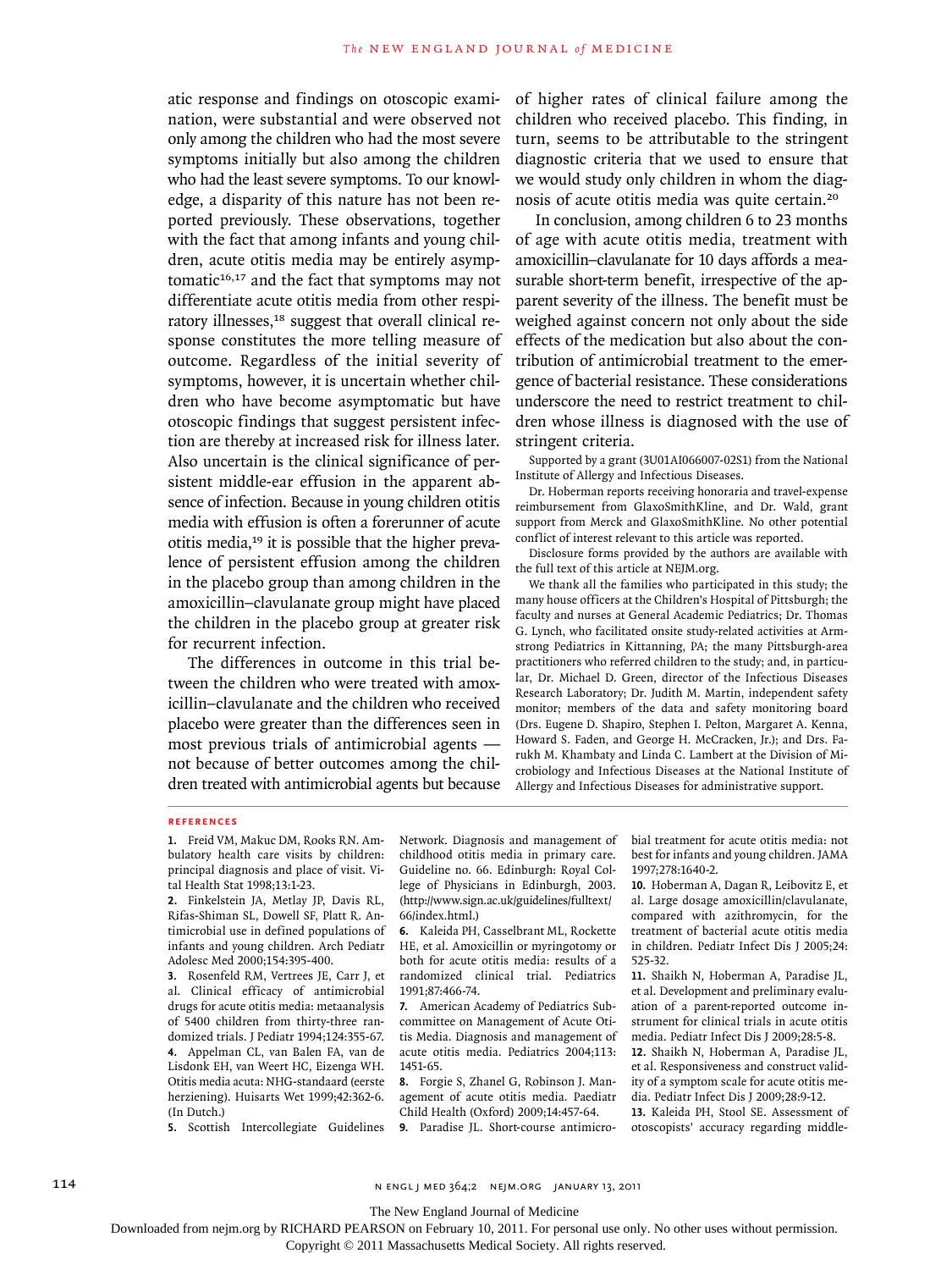atic response and findings on otoscopic examination, were substantial and were observed not only among the children who had the most severe symptoms initially but also among the children who had the least severe symptoms. To our knowledge, a disparity of this nature has not been reported previously. These observations, together with the fact that among infants and young children, acute otitis media may be entirely asymptomatic[16,17] and the fact that symptoms may not differentiate acute otitis media from other respiratory illnesses,[18] suggest that overall clinical response constitutes the more telling measure of outcome. Regardless of the initial severity of symptoms, however, it is uncertain whether children who have become asymptomatic but have otoscopic findings that suggest persistent infection are thereby at increased risk for illness later. Also uncertain is the clinical significance of persistent middle-ear effusion in the apparent absence of infection. Because in young children otitis media with effusion is often a forerunner of acute otitis media,[19] it is possible that the higher prevalence of persistent effusion among the children in the placebo group than among children in the amoxicillin–clavulanate group might have placed the children in the placebo group at greater risk for recurrent infection.

The differences in outcome in this trial between the children who were treated with amoxicillin–clavulanate and the children who received placebo were greater than the differences seen in most previous trials of antimicrobial agents — not because of better outcomes among the children treated with antimicrobial agents but because of higher rates of clinical failure among the children who received placebo. This finding, in turn, seems to be attributable to the stringent diagnostic criteria that we used to ensure that we would study only children in whom the diagnosis of acute otitis media was quite certain.[20]

In conclusion, among children 6 to 23 months of age with acute otitis media, treatment with amoxicillin–clavulanate for 10 days affords a measurable short-term benefit, irrespective of the apparent severity of the illness. The benefit must be weighed against concern not only about the side effects of the medication but also about the contribution of antimicrobial treatment to the emergence of bacterial resistance. These considerations underscore the need to restrict treatment to children whose illness is diagnosed with the use of stringent criteria.

Supported by a grant (3U01AI066007-02S1) from the National Institute of Allergy and Infectious Diseases.

Dr. Hoberman reports receiving honoraria and travel-expense reimbursement from GlaxoSmithKline, and Dr. Wald, grant support from Merck and GlaxoSmithKline. No other potential conflict of interest relevant to this article was reported.

Disclosure forms provided by the authors are available with the full text of this article at NEJM.org.

We thank all the families who participated in this study; the many house officers at the Children's Hospital of Pittsburgh; the faculty and nurses at General Academic Pediatrics; Dr. Thomas G. Lynch, who facilitated onsite study-related activities at Armstrong Pediatrics in Kittanning, PA; the many Pittsburgh-area practitioners who referred children to the study; and, in particular, Dr. Michael D. Green, director of the Infectious Diseases Research Laboratory; Dr. Judith M. Martin, independent safety monitor; members of the data and safety monitoring board (Drs. Eugene D. Shapiro, Stephen I. Pelton, Margaret A. Kenna, Howard S. Faden, and George H. McCracken, Jr.); and Drs. Farukh M. Khambaty and Linda C. Lambert at the Division of Microbiology and Infectious Diseases at the National Institute of Allergy and Infectious Diseases for administrative support.

## References

1. Freid VM, Makuc DM, Rooks RN. Ambulatory health care visits by children: principal diagnosis and place of visit. Vital Health Stat 1998;13:1-23.
2. Finkelstein JA, Metlay JP, Davis RL, Rifas-Shiman SL, Dowell SF, Platt R. Antimicrobial use in defined populations of infants and young children. Arch Pediatr Adolesc Med 2000;154:395-400.
3. Rosenfeld RM, Vertrees JE, Carr J, et al. Clinical efficacy of antimicrobial drugs for acute otitis media: metaanalysis of 5400 children from thirty-three randomized trials. J Pediatr 1994;124:355-67.
4. Appelman CL, van Balen FA, van de Lisdonk EH, van Weert HC, Eizenga WH. Otitis media acuta: NHG-standaard (eerste herziening). Huisarts Wet 1999;42:362-6. (In Dutch.)
5. Scottish Intercollegiate Guidelines Network. Diagnosis and management of childhood otitis media in primary care. Guideline no. 66. Edinburgh: Royal College of Physicians in Edinburgh, 2003. (http://www.sign.ac.uk/guidelines/fulltext/66/index.html.)
6. Kaleida PH, Casselbrant ML, Rockette HE, et al. Amoxicillin or myringotomy or both for acute otitis media: results of a randomized clinical trial. Pediatrics 1991;87:466-74.
7. American Academy of Pediatrics Subcommittee on Management of Acute Otitis Media. Diagnosis and management of acute otitis media. Pediatrics 2004;113:1451-65.
8. Forgie S, Zhanel G, Robinson J. Management of acute otitis media. Paediatr Child Health (Oxford) 2009;14:457-64.
9. Paradise JL. Short-course antimicrobial treatment for acute otitis media: not best for infants and young children. JAMA 1997;278:1640-2.
10. Hoberman A, Dagan R, Leibovitz E, et al. Large dosage amoxicillin/clavulanate, compared with azithromycin, for the treatment of bacterial acute otitis media in children. Pediatr Infect Dis J 2005;24:525-32.
11. Shaikh N, Hoberman A, Paradise JL, et al. Development and preliminary evaluation of a parent-reported outcome instrument for clinical trials in acute otitis media. Pediatr Infect Dis J 2009;28:5-8.
12. Shaikh N, Hoberman A, Paradise JL, et al. Responsiveness and construct validity of a symptom scale for acute otitis media. Pediatr Infect Dis J 2009;28:9-12.
13. Kaleida PH, Stool SE. Assessment of otoscopists' accuracy regarding middle-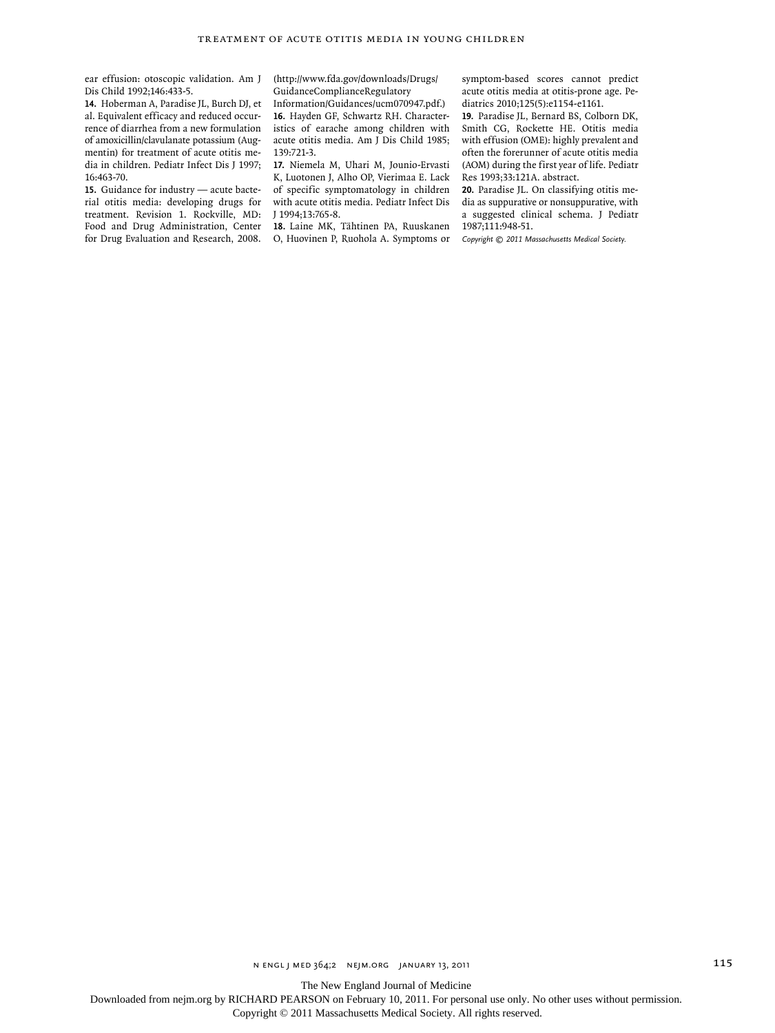ear effusion: otoscopic validation. Am J Dis Child 1992;146:433-5.

**14.** Hoberman A, Paradise JL, Burch DJ, et al. Equivalent efficacy and reduced occurrence of diarrhea from a new formulation of amoxicillin/clavulanate potassium (Augmentin) for treatment of acute otitis media in children. Pediatr Infect Dis J 1997; 16:463-70.

**15.** Guidance for industry — acute bacterial otitis media: developing drugs for treatment. Revision 1. Rockville, MD: Food and Drug Administration, Center for Drug Evaluation and Research, 2008. (http://www.fda.gov/downloads/Drugs/GuidanceComplianceRegulatoryInformation/Guidances/ucm070947.pdf.)

**16.** Hayden GF, Schwartz RH. Characteristics of earache among children with acute otitis media. Am J Dis Child 1985; 139:721-3.

**17.** Niemela M, Uhari M, Jounio-Ervasti K, Luotonen J, Alho OP, Vierimaa E. Lack of specific symptomatology in children with acute otitis media. Pediatr Infect Dis J 1994;13:765-8.

**18.** Laine MK, Tähtinen PA, Ruuskanen O, Huovinen P, Ruohola A. Symptoms or symptom-based scores cannot predict acute otitis media at otitis-prone age. Pediatrics 2010;125(5):e1154-e1161.

**19.** Paradise JL, Bernard BS, Colborn DK, Smith CG, Rockette HE. Otitis media with effusion (OME): highly prevalent and often the forerunner of acute otitis media (AOM) during the first year of life. Pediatr Res 1993;33:121A. abstract.

**20.** Paradise JL. On classifying otitis media as suppurative or nonsuppurative, with a suggested clinical schema. J Pediatr 1987;111:948-51.

*Copyright © 2011 Massachusetts Medical Society.*